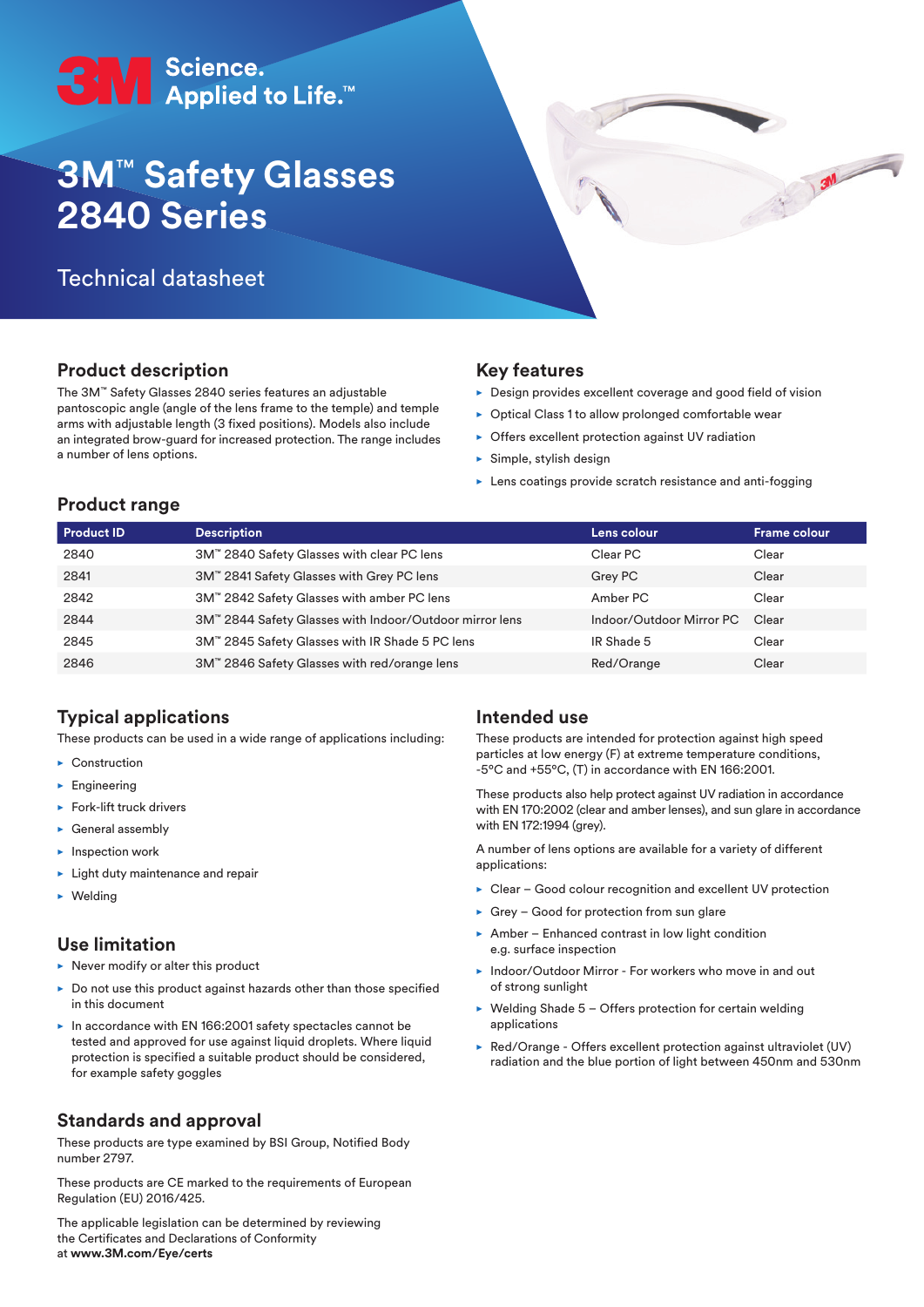3M Science. Applied to Life.™

# 3M™ Safety Glasses 2840 Series

Technical datasheet

## Product description

The 3M™ Safety Glasses 2840 series features an adjustable pantoscopic angle (angle of the lens frame to the temple) and temple arms with adjustable length (3 fixed positions). Models also include an integrated brow-guard for increased protection. The range includes a number of lens options.

## Key features

- Design provides excellent coverage and good field of vision
- Optical Class 1 to allow prolonged comfortable wear
- Offers excellent protection against UV radiation
- Simple, stylish design
- Lens coatings provide scratch resistance and anti-fogging

## Product range

| Product ID | Description | Lens colour | Frame colour |
|---|---|---|---|
| 2840 | 3M™ 2840 Safety Glasses with clear PC lens | Clear PC | Clear |
| 2841 | 3M™ 2841 Safety Glasses with Grey PC lens | Grey PC | Clear |
| 2842 | 3M™ 2842 Safety Glasses with amber PC lens | Amber PC | Clear |
| 2844 | 3M™ 2844 Safety Glasses with Indoor/Outdoor mirror lens | Indoor/Outdoor Mirror PC | Clear |
| 2845 | 3M™ 2845 Safety Glasses with IR Shade 5 PC lens | IR Shade 5 | Clear |
| 2846 | 3M™ 2846 Safety Glasses with red/orange lens | Red/Orange | Clear |

## Typical applications

These products can be used in a wide range of applications including:

- Construction
- Engineering
- Fork-lift truck drivers
- General assembly
- Inspection work
- Light duty maintenance and repair
- Welding

## Use limitation

- Never modify or alter this product
- Do not use this product against hazards other than those specified in this document
- In accordance with EN 166:2001 safety spectacles cannot be tested and approved for use against liquid droplets. Where liquid protection is specified a suitable product should be considered, for example safety goggles

## Standards and approval

These products are type examined by BSI Group, Notified Body number 2797.

These products are CE marked to the requirements of European Regulation (EU) 2016/425.

The applicable legislation can be determined by reviewing the Certificates and Declarations of Conformity at **www.3M.com/Eye/certs**

## Intended use

These products are intended for protection against high speed particles at low energy (F) at extreme temperature conditions, -5°C and +55°C, (T) in accordance with EN 166:2001.

These products also help protect against UV radiation in accordance with EN 170:2002 (clear and amber lenses), and sun glare in accordance with EN 172:1994 (grey).

A number of lens options are available for a variety of different applications:

- Clear – Good colour recognition and excellent UV protection
- Grey – Good for protection from sun glare
- Amber – Enhanced contrast in low light condition e.g. surface inspection
- Indoor/Outdoor Mirror - For workers who move in and out of strong sunlight
- Welding Shade 5 – Offers protection for certain welding applications
- Red/Orange - Offers excellent protection against ultraviolet (UV) radiation and the blue portion of light between 450nm and 530nm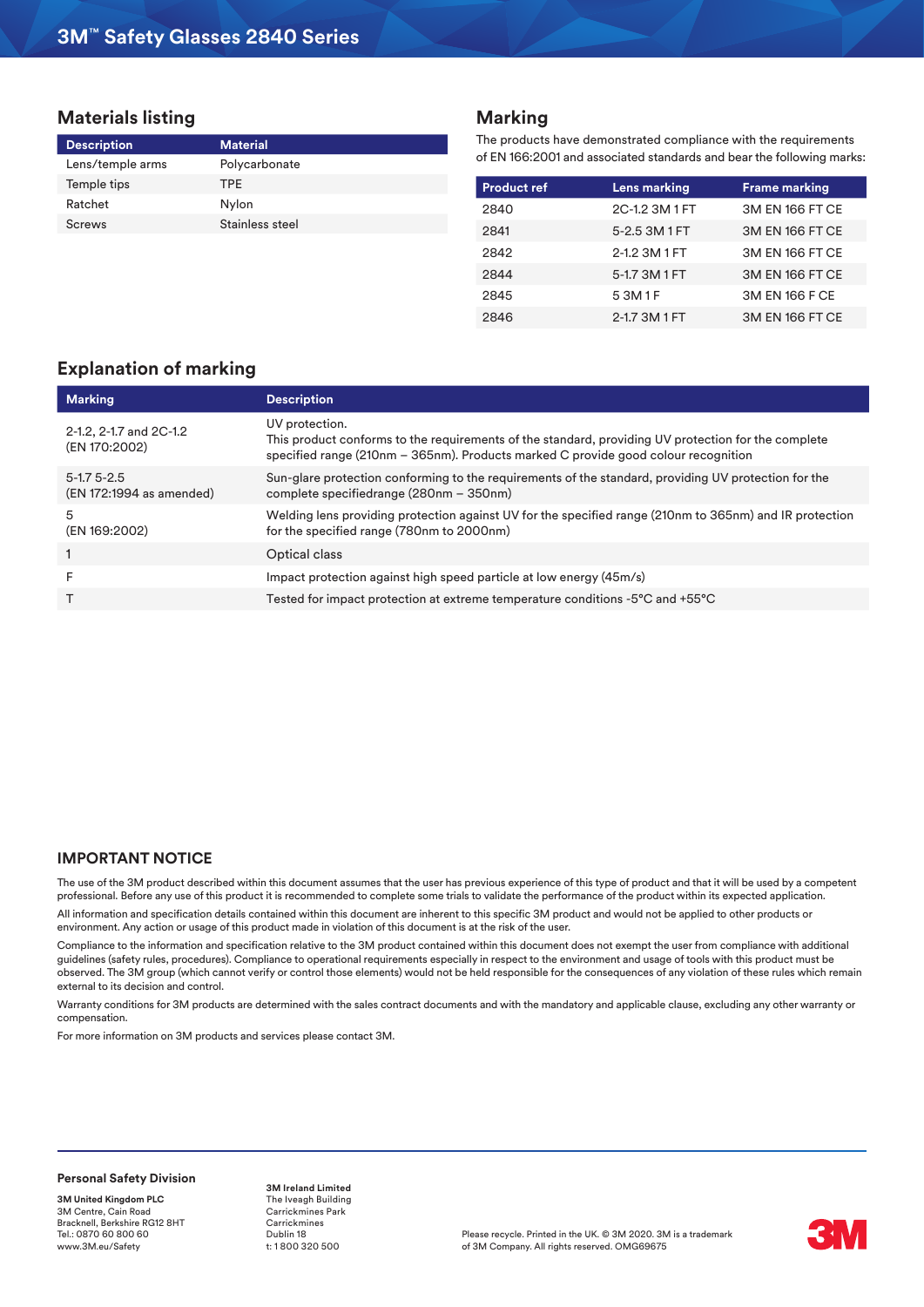## Materials listing

| Description | Material |
|---|---|
| Lens/temple arms | Polycarbonate |
| Temple tips | TPE |
| Ratchet | Nylon |
| Screws | Stainless steel |

## Marking

The products have demonstrated compliance with the requirements of EN 166:2001 and associated standards and bear the following marks:

| Product ref | Lens marking | Frame marking |
|---|---|---|
| 2840 | 2C-1.2 3M 1 FT | 3M EN 166 FT CE |
| 2841 | 5-2.5 3M 1 FT | 3M EN 166 FT CE |
| 2842 | 2-1.2 3M 1 FT | 3M EN 166 FT CE |
| 2844 | 5-1.7 3M 1 FT | 3M EN 166 FT CE |
| 2845 | 5 3M 1 F | 3M EN 166 F CE |
| 2846 | 2-1.7 3M 1 FT | 3M EN 166 FT CE |

## Explanation of marking

| Marking | Description |
|---|---|
| 2-1.2, 2-1.7 and 2C-1.2 (EN 170:2002) | UV protection. This product conforms to the requirements of the standard, providing UV protection for the complete specified range (210nm – 365nm). Products marked C provide good colour recognition |
| 5-1.7 5-2.5 (EN 172:1994 as amended) | Sun-glare protection conforming to the requirements of the standard, providing UV protection for the complete specifiedrange (280nm – 350nm) |
| 5 (EN 169:2002) | Welding lens providing protection against UV for the specified range (210nm to 365nm) and IR protection for the specified range (780nm to 2000nm) |
| 1 | Optical class |
| F | Impact protection against high speed particle at low energy (45m/s) |
| T | Tested for impact protection at extreme temperature conditions -5°C and +55°C |

## IMPORTANT NOTICE

The use of the 3M product described within this document assumes that the user has previous experience of this type of product and that it will be used by a competent professional. Before any use of this product it is recommended to complete some trials to validate the performance of the product within its expected application.

All information and specification details contained within this document are inherent to this specific 3M product and would not be applied to other products or environment. Any action or usage of this product made in violation of this document is at the risk of the user.

Compliance to the information and specification relative to the 3M product contained within this document does not exempt the user from compliance with additional guidelines (safety rules, procedures). Compliance to operational requirements especially in respect to the environment and usage of tools with this product must be observed. The 3M group (which cannot verify or control those elements) would not be held responsible for the consequences of any violation of these rules which remain external to its decision and control.

Warranty conditions for 3M products are determined with the sales contract documents and with the mandatory and applicable clause, excluding any other warranty or compensation.

For more information on 3M products and services please contact 3M.

**Personal Safety Division**

**3M United Kingdom PLC**
3M Centre, Cain Road
Bracknell, Berkshire RG12 8HT
Tel.: 0870 60 800 60
www.3M.eu/Safety

**3M Ireland Limited**
The Iveagh Building
Carrickmines Park
Carrickmines
Dublin 18
t: 1 800 320 500

Please recycle. Printed in the UK. © 3M 2020. 3M is a trademark of 3M Company. All rights reserved. OMG69675